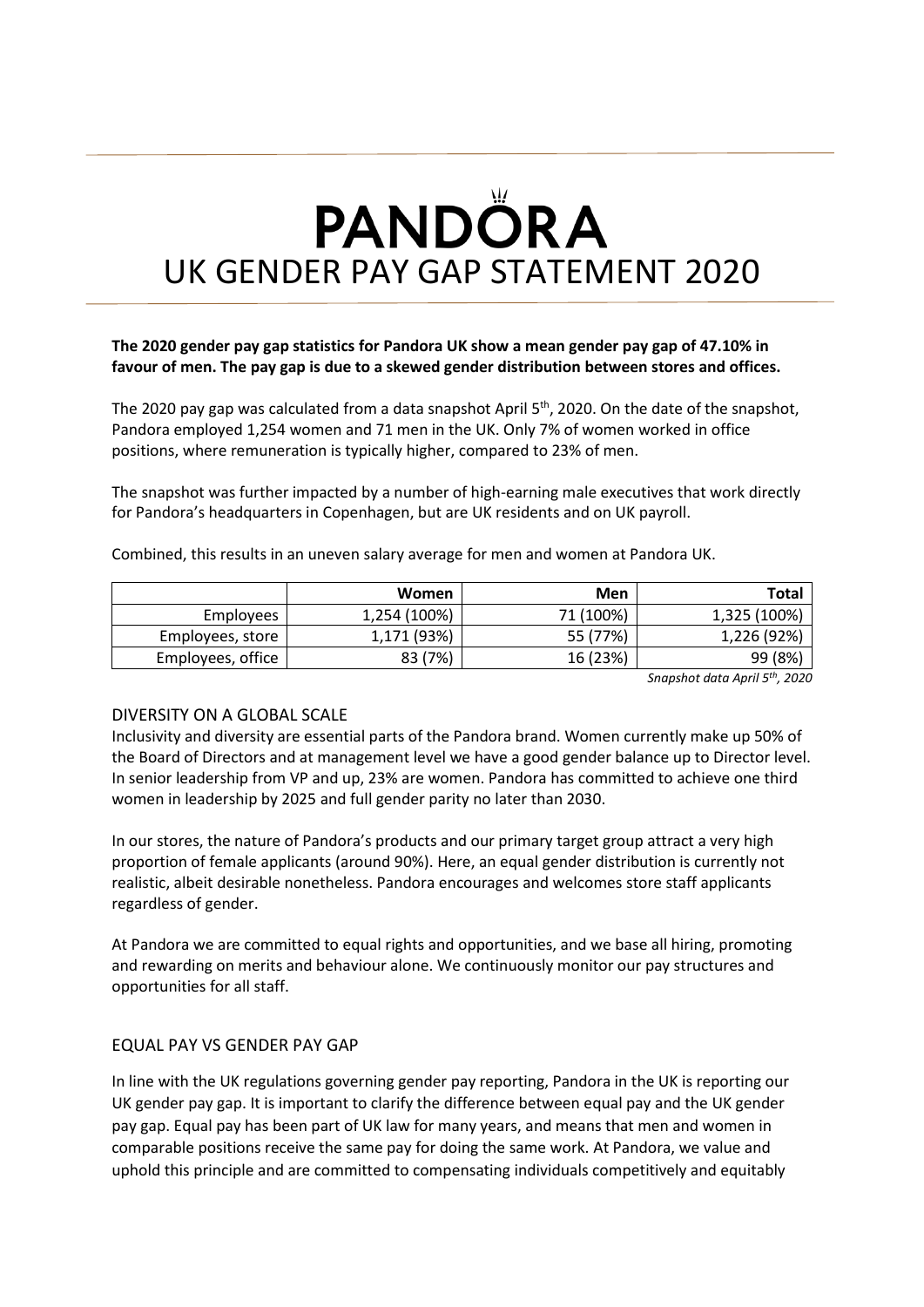# PANDORA
# UK GENDER PAY GAP STATEMENT 2020

**The 2020 gender pay gap statistics for Pandora UK show a mean gender pay gap of 47.10% in favour of men. The pay gap is due to a skewed gender distribution between stores and offices.**

The 2020 pay gap was calculated from a data snapshot April 5th, 2020. On the date of the snapshot, Pandora employed 1,254 women and 71 men in the UK. Only 7% of women worked in office positions, where remuneration is typically higher, compared to 23% of men.

The snapshot was further impacted by a number of high-earning male executives that work directly for Pandora's headquarters in Copenhagen, but are UK residents and on UK payroll.

Combined, this results in an uneven salary average for men and women at Pandora UK.

| | Women | Men | Total |
|---|---|---|---|
| Employees | 1,254 (100%) | 71 (100%) | 1,325 (100%) |
| Employees, store | 1,171 (93%) | 55 (77%) | 1,226 (92%) |
| Employees, office | 83 (7%) | 16 (23%) | 99 (8%) |

*Snapshot data April 5th, 2020*

## DIVERSITY ON A GLOBAL SCALE

Inclusivity and diversity are essential parts of the Pandora brand. Women currently make up 50% of the Board of Directors and at management level we have a good gender balance up to Director level. In senior leadership from VP and up, 23% are women. Pandora has committed to achieve one third women in leadership by 2025 and full gender parity no later than 2030.

In our stores, the nature of Pandora's products and our primary target group attract a very high proportion of female applicants (around 90%). Here, an equal gender distribution is currently not realistic, albeit desirable nonetheless. Pandora encourages and welcomes store staff applicants regardless of gender.

At Pandora we are committed to equal rights and opportunities, and we base all hiring, promoting and rewarding on merits and behaviour alone. We continuously monitor our pay structures and opportunities for all staff.

## EQUAL PAY VS GENDER PAY GAP

In line with the UK regulations governing gender pay reporting, Pandora in the UK is reporting our UK gender pay gap. It is important to clarify the difference between equal pay and the UK gender pay gap. Equal pay has been part of UK law for many years, and means that men and women in comparable positions receive the same pay for doing the same work. At Pandora, we value and uphold this principle and are committed to compensating individuals competitively and equitably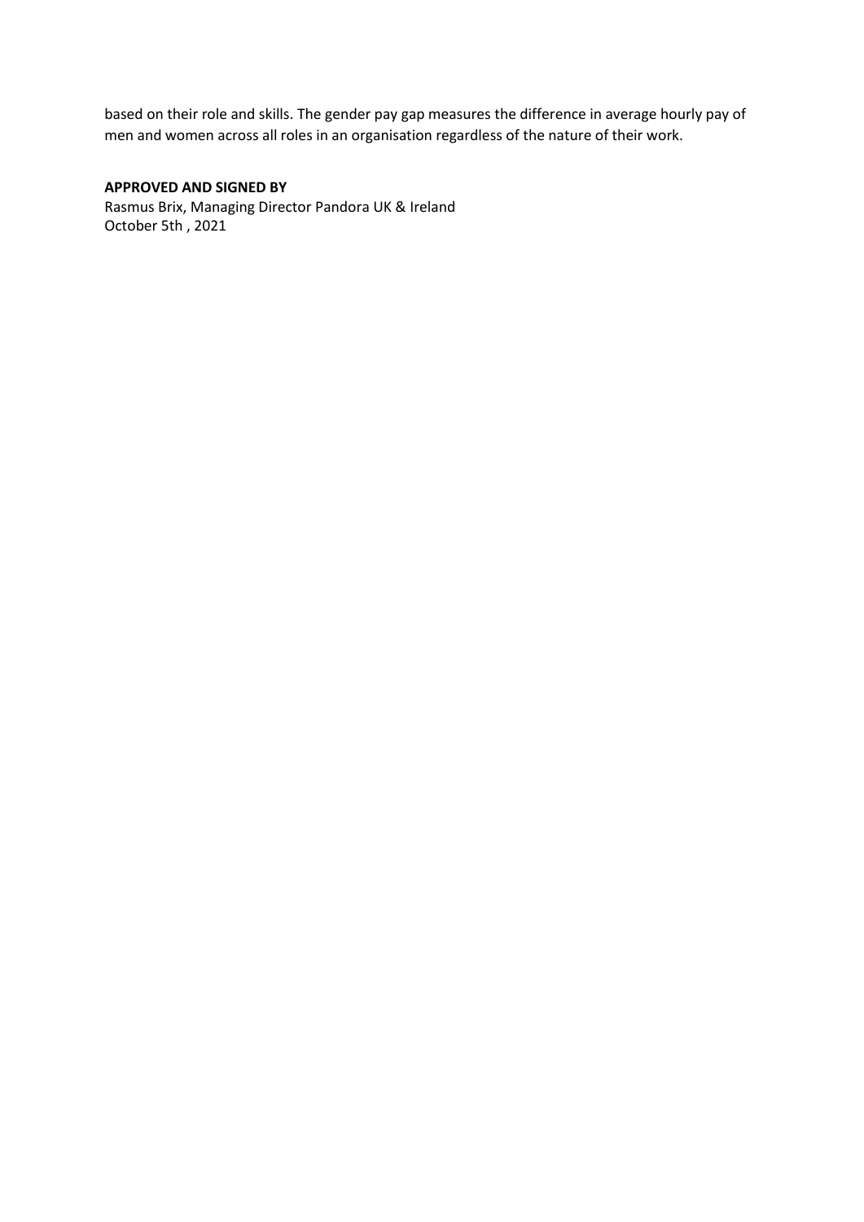based on their role and skills. The gender pay gap measures the difference in average hourly pay of men and women across all roles in an organisation regardless of the nature of their work.

**APPROVED AND SIGNED BY**
Rasmus Brix, Managing Director Pandora UK & Ireland
October 5th , 2021